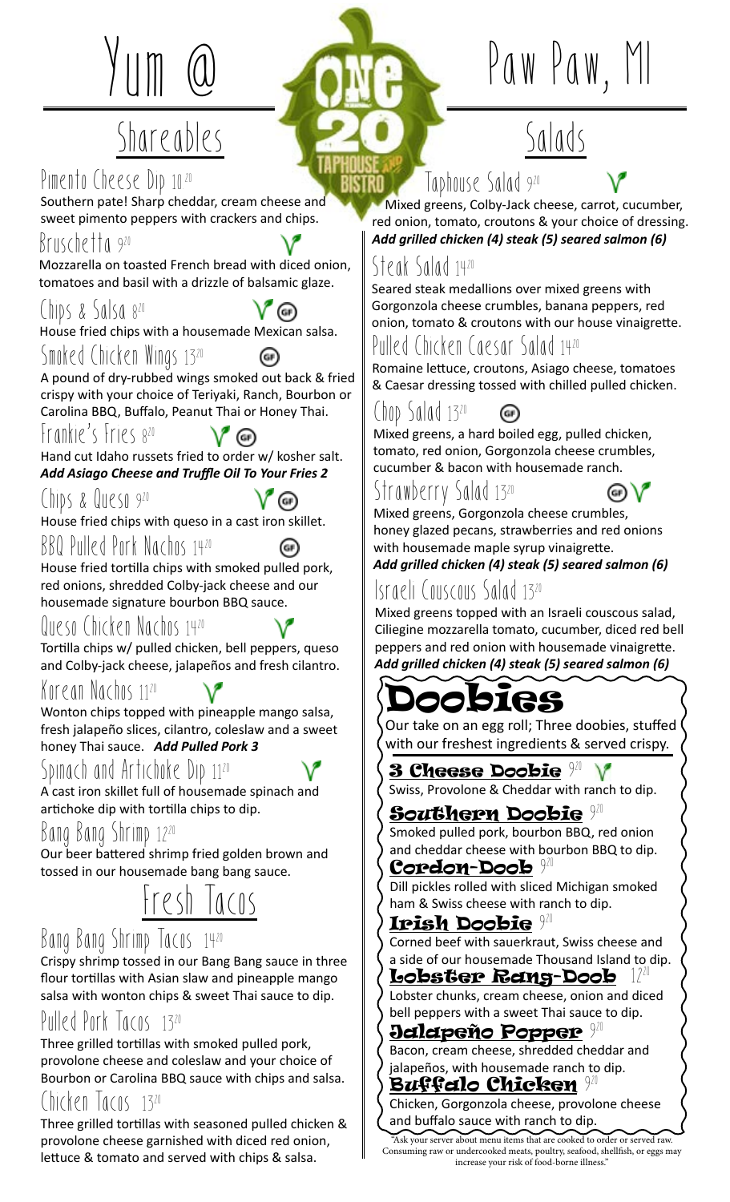# Yum @ Paw Paw, MI

## Shareables

### Pimento Cheese Dip 10[20]

Southern pate! Sharp cheddar, cream cheese and sweet pimento peppers with crackers and chips.

### Bruschetta 9[20]

Mozzarella on toasted French bread with diced onion, tomatoes and basil with a drizzle of balsamic glaze.

### Chips & Salsa 8[20]

House fried chips with a housemade Mexican salsa.

### Smoked Chicken Wings 13[20]

A pound of dry-rubbed wings smoked out back & fried crispy with your choice of Teriyaki, Ranch, Bourbon or Carolina BBQ, Buffalo, Peanut Thai or Honey Thai.

### Frankie's Fries 8[20]

Hand cut Idaho russets fried to order w/ kosher salt.
***Add Asiago Cheese and Truffle Oil To Your Fries 2***

### Chips & Queso 9[20]

House fried chips with queso in a cast iron skillet.

### BBQ Pulled Pork Nachos 14[20]

House fried tortilla chips with smoked pulled pork, red onions, shredded Colby-jack cheese and our housemade signature bourbon BBQ sauce.

### Queso Chicken Nachos 14[20]

Tortilla chips w/ pulled chicken, bell peppers, queso and Colby-jack cheese, jalapeños and fresh cilantro.

### Korean Nachos 11[20]

Wonton chips topped with pineapple mango salsa, fresh jalapeño slices, cilantro, coleslaw and a sweet honey Thai sauce. ***Add Pulled Pork 3***

### Spinach and Artichoke Dip 11[20]

A cast iron skillet full of housemade spinach and artichoke dip with tortilla chips to dip.

### Bang Bang Shrimp 12[20]

Our beer battered shrimp fried golden brown and tossed in our housemade bang bang sauce.

## Fresh Tacos

### Bang Bang Shrimp Tacos 14[20]

Crispy shrimp tossed in our Bang Bang sauce in three flour tortillas with Asian slaw and pineapple mango salsa with wonton chips & sweet Thai sauce to dip.

### Pulled Pork Tacos 13[20]

Three grilled tortillas with smoked pulled pork, provolone cheese and coleslaw and your choice of Bourbon or Carolina BBQ sauce with chips and salsa.

### Chicken Tacos 13[20]

Three grilled tortillas with seasoned pulled chicken & provolone cheese garnished with diced red onion, lettuce & tomato and served with chips & salsa.

## Salads

### Taphouse Salad 9[20]

Mixed greens, Colby-Jack cheese, carrot, cucumber, red onion, tomato, croutons & your choice of dressing.
***Add grilled chicken (4) steak (5) seared salmon (6)***

### Steak Salad 14[20]

Seared steak medallions over mixed greens with Gorgonzola cheese crumbles, banana peppers, red onion, tomato & croutons with our house vinaigrette.

### Pulled Chicken Caesar Salad 14[20]

Romaine lettuce, croutons, Asiago cheese, tomatoes & Caesar dressing tossed with chilled pulled chicken.

### Chop Salad 13[20]

Mixed greens, a hard boiled egg, pulled chicken, tomato, red onion, Gorgonzola cheese crumbles, cucumber & bacon with housemade ranch.

### Strawberry Salad 13[20]

Mixed greens, Gorgonzola cheese crumbles, honey glazed pecans, strawberries and red onions with housemade maple syrup vinaigrette.
***Add grilled chicken (4) steak (5) seared salmon (6)***

### Israeli Couscous Salad 13[20]

Mixed greens topped with an Israeli couscous salad, Ciliegine mozzarella tomato, cucumber, diced red bell peppers and red onion with housemade vinaigrette.
***Add grilled chicken (4) steak (5) seared salmon (6)***

## Doobies

Our take on an egg roll; Three doobies, stuffed with our freshest ingredients & served crispy.

### 3 Cheese Doobie 9[20]

Swiss, Provolone & Cheddar with ranch to dip.

### Southern Doobie 9[20]

Smoked pulled pork, bourbon BBQ, red onion and cheddar cheese with bourbon BBQ to dip.

### Cordon-Doob 9[20]

Dill pickles rolled with sliced Michigan smoked ham & Swiss cheese with ranch to dip.

### Irish Doobie 9[20]

Corned beef with sauerkraut, Swiss cheese and a side of our housemade Thousand Island to dip.

### Lobster Rang-Doob 12[20]

Lobster chunks, cream cheese, onion and diced bell peppers with a sweet Thai sauce to dip.

### Jalapeño Popper 9[20]

Bacon, cream cheese, shredded cheddar and jalapeños, with housemade ranch to dip.

### Buffalo Chicken 9[20]

Chicken, Gorgonzola cheese, provolone cheese and buffalo sauce with ranch to dip.

"Ask your server about menu items that are cooked to order or served raw. Consuming raw or undercooked meats, poultry, seafood, shellfish, or eggs may increase your risk of food-borne illness."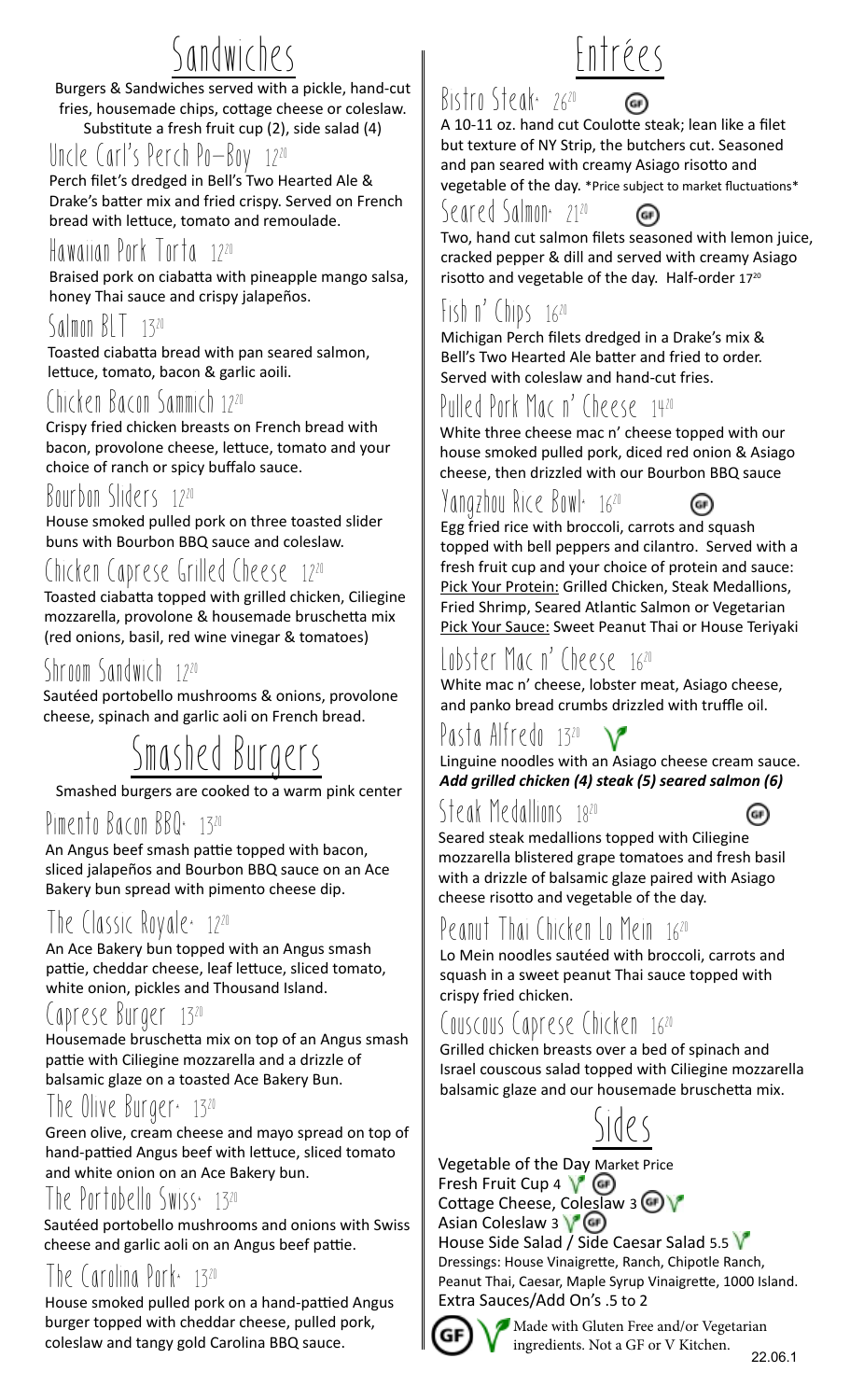# Sandwiches

Burgers & Sandwiches served with a pickle, hand-cut fries, housemade chips, cottage cheese or coleslaw. Substitute a fresh fruit cup (2), side salad (4)

## Uncle Carl's Perch Po-Boy 12[20]

Perch filet's dredged in Bell's Two Hearted Ale & Drake's batter mix and fried crispy. Served on French bread with lettuce, tomato and remoulade.

## Hawaiian Pork Torta 12[20]

Braised pork on ciabatta with pineapple mango salsa, honey Thai sauce and crispy jalapeños.

## Salmon BLT 13[20]

Toasted ciabatta bread with pan seared salmon, lettuce, tomato, bacon & garlic aoili.

## Chicken Bacon Sammich 12[20]

Crispy fried chicken breasts on French bread with bacon, provolone cheese, lettuce, tomato and your choice of ranch or spicy buffalo sauce.

## Bourbon Sliders 12[20]

House smoked pulled pork on three toasted slider buns with Bourbon BBQ sauce and coleslaw.

## Chicken Caprese Grilled Cheese 12[20]

Toasted ciabatta topped with grilled chicken, Ciliegine mozzarella, provolone & housemade bruschetta mix (red onions, basil, red wine vinegar & tomatoes)

## Shroom Sandwich 12[20]

Sautéed portobello mushrooms & onions, provolone cheese, spinach and garlic aoli on French bread.

# Smashed Burgers

Smashed burgers are cooked to a warm pink center

## Pimento Bacon BBQ* 13[20]

An Angus beef smash pattie topped with bacon, sliced jalapeños and Bourbon BBQ sauce on an Ace Bakery bun spread with pimento cheese dip.

## The Classic Royale* 12[20]

An Ace Bakery bun topped with an Angus smash pattie, cheddar cheese, leaf lettuce, sliced tomato, white onion, pickles and Thousand Island.

## Caprese Burger 13[20]

Housemade bruschetta mix on top of an Angus smash pattie with Ciliegine mozzarella and a drizzle of balsamic glaze on a toasted Ace Bakery Bun.

## The Olive Burger* 13[20]

Green olive, cream cheese and mayo spread on top of hand-pattied Angus beef with lettuce, sliced tomato and white onion on an Ace Bakery bun.

## The Portobello Swiss* 13[20]

Sautéed portobello mushrooms and onions with Swiss cheese and garlic aoli on an Angus beef pattie.

## The Carolina Pork* 13[20]

House smoked pulled pork on a hand-pattied Angus burger topped with cheddar cheese, pulled pork, coleslaw and tangy gold Carolina BBQ sauce.

# Entrées

## Bistro Steak* 26[20] (GF)

A 10-11 oz. hand cut Coulotte steak; lean like a filet but texture of NY Strip, the butchers cut. Seasoned and pan seared with creamy Asiago risotto and vegetable of the day. *Price subject to market fluctuations*

## Seared Salmon* 21[20] (GF)

Two, hand cut salmon filets seasoned with lemon juice, cracked pepper & dill and served with creamy Asiago risotto and vegetable of the day. Half-order 17[20]

## Fish n' Chips 16[20]

Michigan Perch filets dredged in a Drake's mix & Bell's Two Hearted Ale batter and fried to order. Served with coleslaw and hand-cut fries.

## Pulled Pork Mac n' Cheese 14[20]

White three cheese mac n' cheese topped with our house smoked pulled pork, diced red onion & Asiago cheese, then drizzled with our Bourbon BBQ sauce

## Yangzhou Rice Bowl* 16[20] (GF)

Egg fried rice with broccoli, carrots and squash topped with bell peppers and cilantro. Served with a fresh fruit cup and your choice of protein and sauce: Pick Your Protein: Grilled Chicken, Steak Medallions, Fried Shrimp, Seared Atlantic Salmon or Vegetarian Pick Your Sauce: Sweet Peanut Thai or House Teriyaki

## Lobster Mac n' Cheese 16[20]

White mac n' cheese, lobster meat, Asiago cheese, and panko bread crumbs drizzled with truffle oil.

## Pasta Alfredo 13[20] (V)

Linguine noodles with an Asiago cheese cream sauce. ***Add grilled chicken (4) steak (5) seared salmon (6)***

## Steak Medallions 18[20] (GF)

Seared steak medallions topped with Ciliegine mozzarella blistered grape tomatoes and fresh basil with a drizzle of balsamic glaze paired with Asiago cheese risotto and vegetable of the day.

## Peanut Thai Chicken Lo Mein 16[20]

Lo Mein noodles sautéed with broccoli, carrots and squash in a sweet peanut Thai sauce topped with crispy fried chicken.

## Couscous Caprese Chicken 16[20]

Grilled chicken breasts over a bed of spinach and Israel couscous salad topped with Ciliegine mozzarella balsamic glaze and our housemade bruschetta mix.

# Sides

Vegetable of the Day Market Price
Fresh Fruit Cup 4 (V) (GF)
Cottage Cheese, Coleslaw 3 (GF) (V)
Asian Coleslaw 3 (V) (GF)
House Side Salad / Side Caesar Salad 5.5 (V)
Dressings: House Vinaigrette, Ranch, Chipotle Ranch, Peanut Thai, Caesar, Maple Syrup Vinaigrette, 1000 Island.
Extra Sauces/Add On's .5 to 2

(GF) (V) Made with Gluten Free and/or Vegetarian ingredients. Not a GF or V Kitchen.

22.06.1